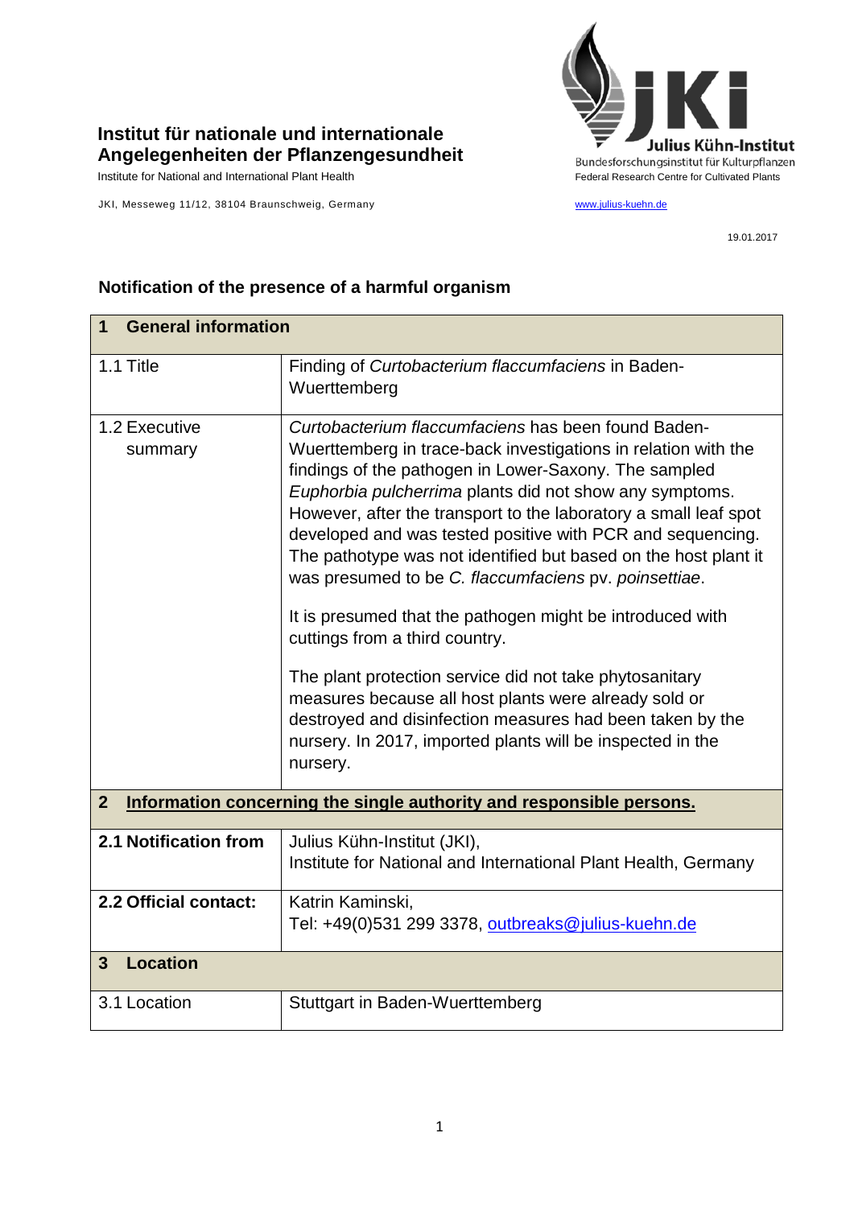**Institut für nationale und internationale Angelegenheiten der Pflanzengesundheit**

Institute for National and International Plant Health

JKI, Messeweg 11/12, 38104 Braunschweig, Germany

**Julius Kühn-Institut**

Bundesforschungsinstitut für Kulturpflanzen

Federal Research Centre for Cultivated Plants

www.julius-kuehn.de

19.01.2017

## Notification of the presence of a harmful organism

| **1 General information** | |
|---|---|
| 1.1 Title | Finding of *Curtobacterium flaccumfaciens* in Baden-Wuerttemberg |
| 1.2 Executive summary | *Curtobacterium flaccumfaciens* has been found Baden-Wuerttemberg in trace-back investigations in relation with the findings of the pathogen in Lower-Saxony. The sampled *Euphorbia pulcherrima* plants did not show any symptoms. However, after the transport to the laboratory a small leaf spot developed and was tested positive with PCR and sequencing. The pathotype was not identified but based on the host plant it was presumed to be *C. flaccumfaciens* pv. *poinsettiae*.<br><br>It is presumed that the pathogen might be introduced with cuttings from a third country.<br><br>The plant protection service did not take phytosanitary measures because all host plants were already sold or destroyed and disinfection measures had been taken by the nursery. In 2017, imported plants will be inspected in the nursery. |
| **2 Information concerning the single authority and responsible persons.** | |
| **2.1 Notification from** | Julius Kühn-Institut (JKI),<br>Institute for National and International Plant Health, Germany |
| **2.2 Official contact:** | Katrin Kaminski,<br>Tel: +49(0)531 299 3378, outbreaks@julius-kuehn.de |
| **3 Location** | |
| 3.1 Location | Stuttgart in Baden-Wuerttemberg |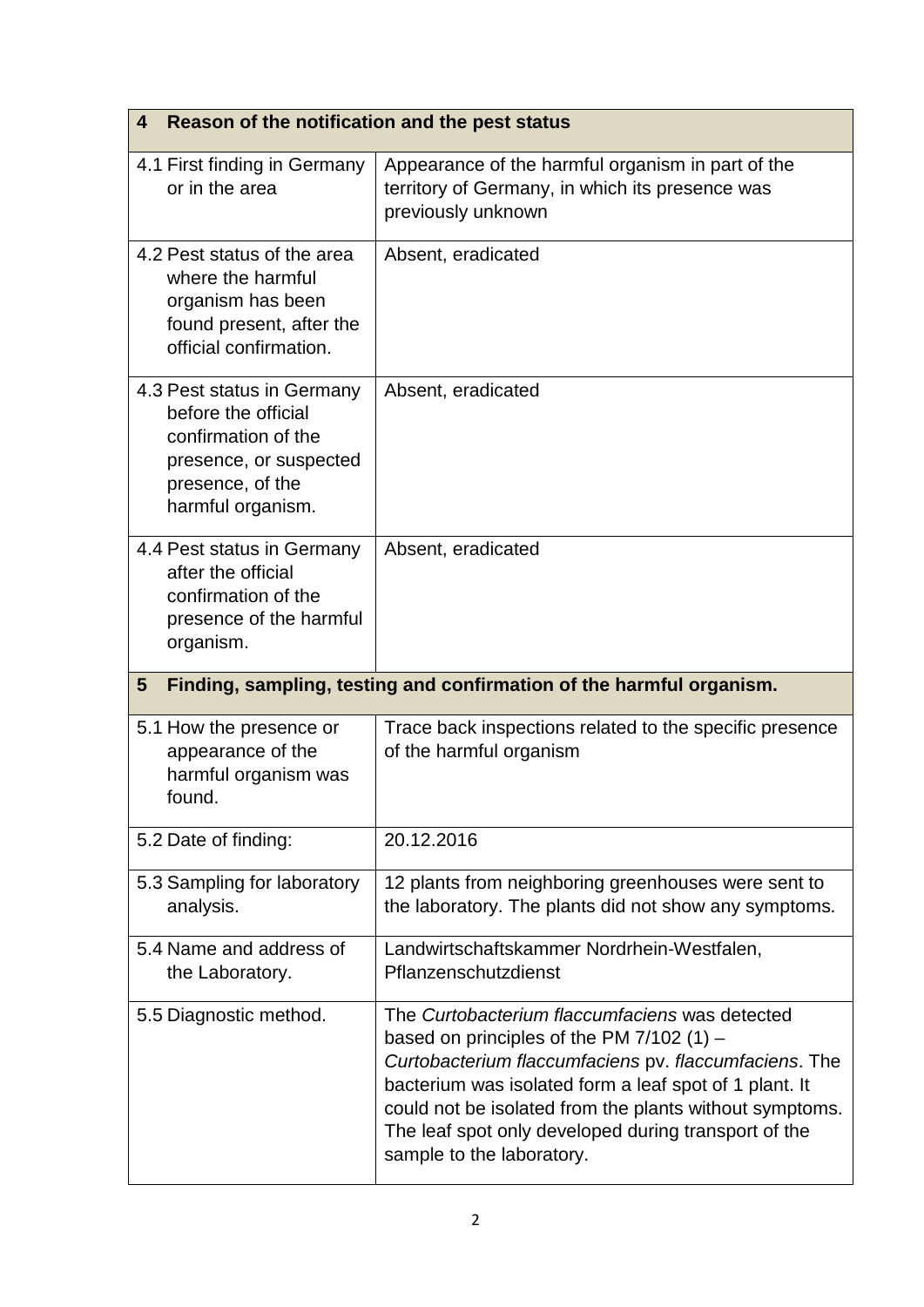| **4 Reason of the notification and the pest status** | |
|---|---|
| 4.1 First finding in Germany or in the area | Appearance of the harmful organism in part of the territory of Germany, in which its presence was previously unknown |
| 4.2 Pest status of the area where the harmful organism has been found present, after the official confirmation. | Absent, eradicated |
| 4.3 Pest status in Germany before the official confirmation of the presence, or suspected presence, of the harmful organism. | Absent, eradicated |
| 4.4 Pest status in Germany after the official confirmation of the presence of the harmful organism. | Absent, eradicated |
| **5 Finding, sampling, testing and confirmation of the harmful organism.** | |
| 5.1 How the presence or appearance of the harmful organism was found. | Trace back inspections related to the specific presence of the harmful organism |
| 5.2 Date of finding: | 20.12.2016 |
| 5.3 Sampling for laboratory analysis. | 12 plants from neighboring greenhouses were sent to the laboratory. The plants did not show any symptoms. |
| 5.4 Name and address of the Laboratory. | Landwirtschaftskammer Nordrhein-Westfalen, Pflanzenschutzdienst |
| 5.5 Diagnostic method. | The *Curtobacterium flaccumfaciens* was detected based on principles of the PM 7/102 (1) – *Curtobacterium flaccumfaciens* pv. *flaccumfaciens*. The bacterium was isolated form a leaf spot of 1 plant. It could not be isolated from the plants without symptoms. The leaf spot only developed during transport of the sample to the laboratory. |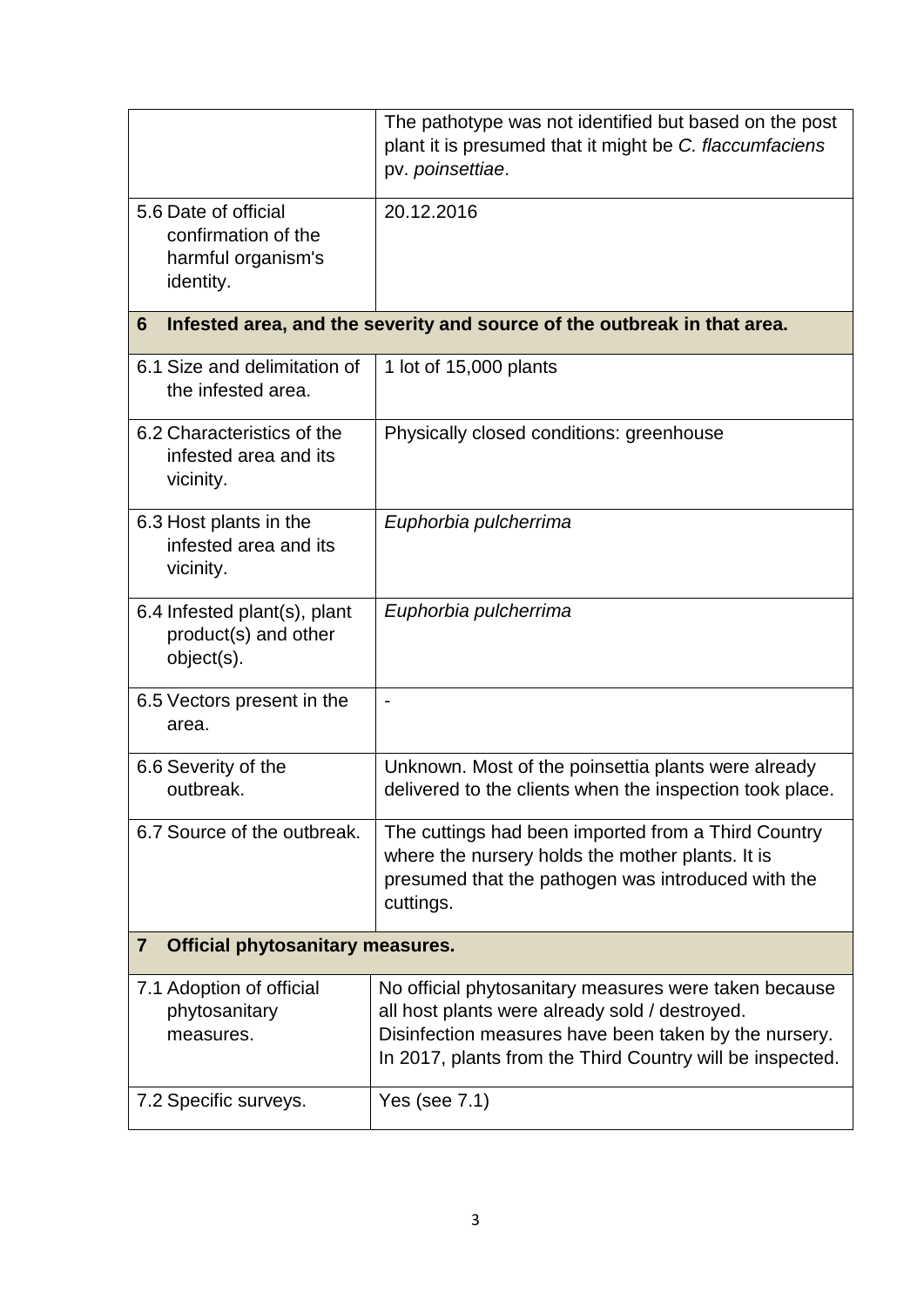| | |
|---|---|
| | The pathotype was not identified but based on the post plant it is presumed that it might be *C. flaccumfaciens* pv. *poinsettiae*. |
| 5.6 Date of official confirmation of the harmful organism's identity. | 20.12.2016 |
| **6 Infested area, and the severity and source of the outbreak in that area.** | |
| 6.1 Size and delimitation of the infested area. | 1 lot of 15,000 plants |
| 6.2 Characteristics of the infested area and its vicinity. | Physically closed conditions: greenhouse |
| 6.3 Host plants in the infested area and its vicinity. | *Euphorbia pulcherrima* |
| 6.4 Infested plant(s), plant product(s) and other object(s). | *Euphorbia pulcherrima* |
| 6.5 Vectors present in the area. | - |
| 6.6 Severity of the outbreak. | Unknown. Most of the poinsettia plants were already delivered to the clients when the inspection took place. |
| 6.7 Source of the outbreak. | The cuttings had been imported from a Third Country where the nursery holds the mother plants. It is presumed that the pathogen was introduced with the cuttings. |
| **7 Official phytosanitary measures.** | |
| 7.1 Adoption of official phytosanitary measures. | No official phytosanitary measures were taken because all host plants were already sold / destroyed. Disinfection measures have been taken by the nursery. In 2017, plants from the Third Country will be inspected. |
| 7.2 Specific surveys. | Yes (see 7.1) |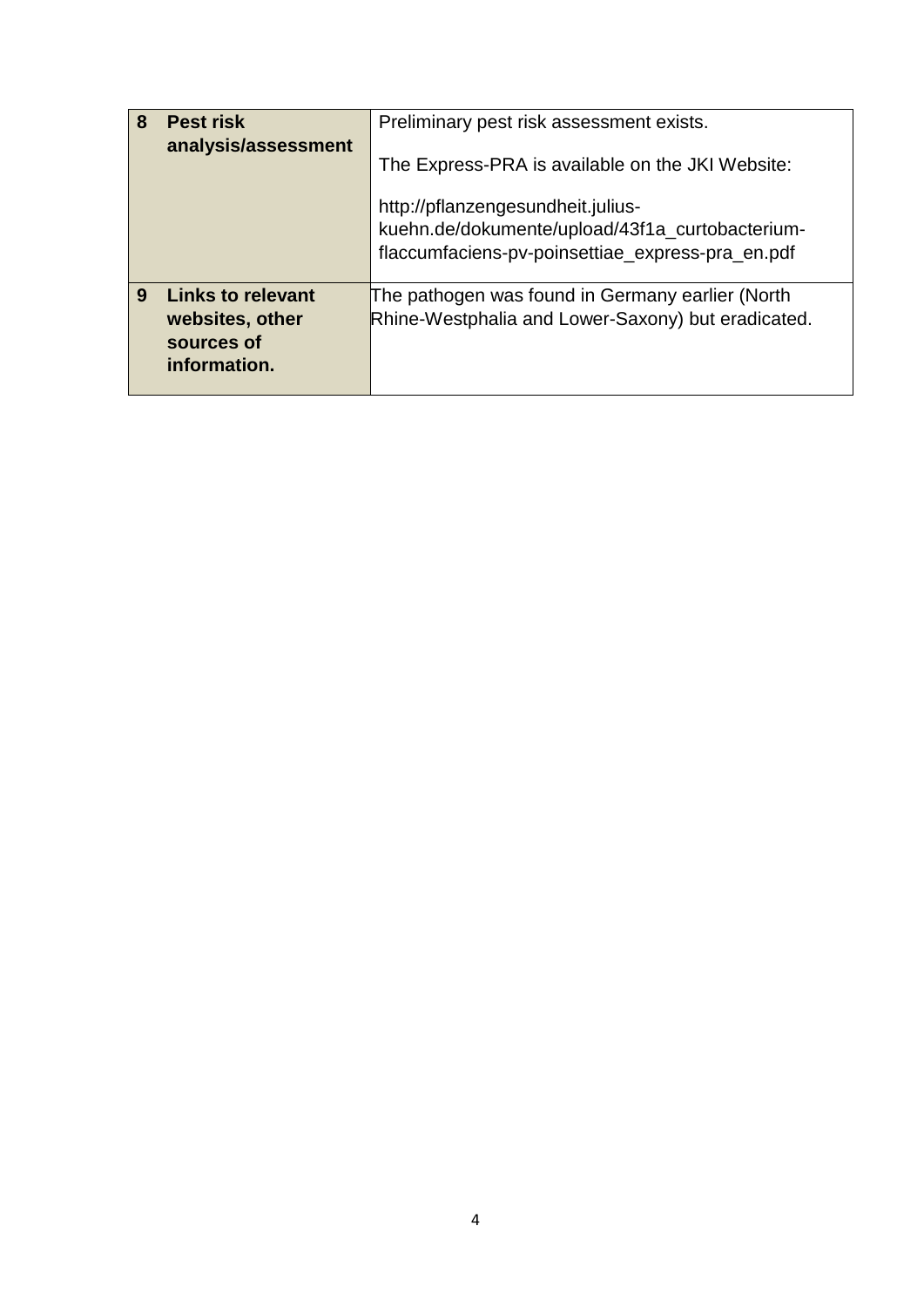| | | |
|---|---|---|
| **8** | **Pest risk analysis/assessment** | Preliminary pest risk assessment exists.<br><br>The Express-PRA is available on the JKI Website:<br><br>http://pflanzengesundheit.julius-kuehn.de/dokumente/upload/43f1a_curtobacterium-flaccumfaciens-pv-poinsettiae_express-pra_en.pdf |
| **9** | **Links to relevant websites, other sources of information.** | The pathogen was found in Germany earlier (North Rhine-Westphalia and Lower-Saxony) but eradicated. |